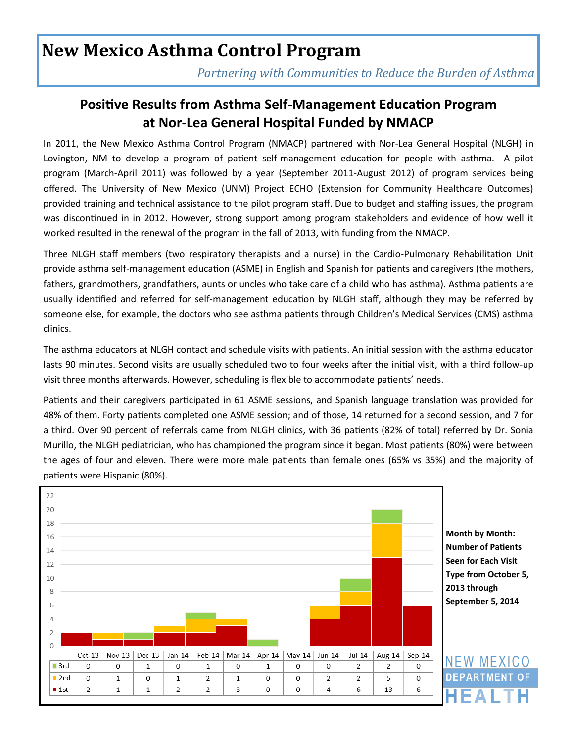# New Mexico Asthma Control Program

*Partnering with Communities to Reduce the Burden of Asthma*

## Positive Results from Asthma Self-Management Education Program at Nor-Lea General Hospital Funded by NMACP

In 2011, the New Mexico Asthma Control Program (NMACP) partnered with Nor-Lea General Hospital (NLGH) in Lovington, NM to develop a program of patient self-management education for people with asthma. A pilot program (March-April 2011) was followed by a year (September 2011-August 2012) of program services being offered. The University of New Mexico (UNM) Project ECHO (Extension for Community Healthcare Outcomes) provided training and technical assistance to the pilot program staff. Due to budget and staffing issues, the program was discontinued in in 2012. However, strong support among program stakeholders and evidence of how well it worked resulted in the renewal of the program in the fall of 2013, with funding from the NMACP.

Three NLGH staff members (two respiratory therapists and a nurse) in the Cardio-Pulmonary Rehabilitation Unit provide asthma self-management education (ASME) in English and Spanish for patients and caregivers (the mothers, fathers, grandmothers, grandfathers, aunts or uncles who take care of a child who has asthma). Asthma patients are usually identified and referred for self-management education by NLGH staff, although they may be referred by someone else, for example, the doctors who see asthma patients through Children's Medical Services (CMS) asthma clinics.

The asthma educators at NLGH contact and schedule visits with patients. An initial session with the asthma educator lasts 90 minutes. Second visits are usually scheduled two to four weeks after the initial visit, with a third follow-up visit three months afterwards. However, scheduling is flexible to accommodate patients' needs.

Patients and their caregivers participated in 61 ASME sessions, and Spanish language translation was provided for 48% of them. Forty patients completed one ASME session; and of those, 14 returned for a second session, and 7 for a third. Over 90 percent of referrals came from NLGH clinics, with 36 patients (82% of total) referred by Dr. Sonia Murillo, the NLGH pediatrician, who has championed the program since it began. Most patients (80%) were between the ages of four and eleven. There were more male patients than female ones (65% vs 35%) and the majority of patients were Hispanic (80%).

| | Oct-13 | Nov-13 | Dec-13 | Jan-14 | Feb-14 | Mar-14 | Apr-14 | May-14 | Jun-14 | Jul-14 | Aug-14 | Sep-14 |
|---|---|---|---|---|---|---|---|---|---|---|---|---|
| 3rd | 0 | 0 | 1 | 0 | 1 | 0 | 1 | 0 | 0 | 2 | 2 | 0 |
| 2nd | 0 | 1 | 0 | 1 | 2 | 1 | 0 | 0 | 2 | 2 | 5 | 0 |
| 1st | 2 | 1 | 1 | 2 | 2 | 3 | 0 | 0 | 4 | 6 | 13 | 6 |

**Month by Month: Number of Patients Seen for Each Visit Type from October 5, 2013 through September 5, 2014**

NEW MEXICO DEPARTMENT OF HEALTH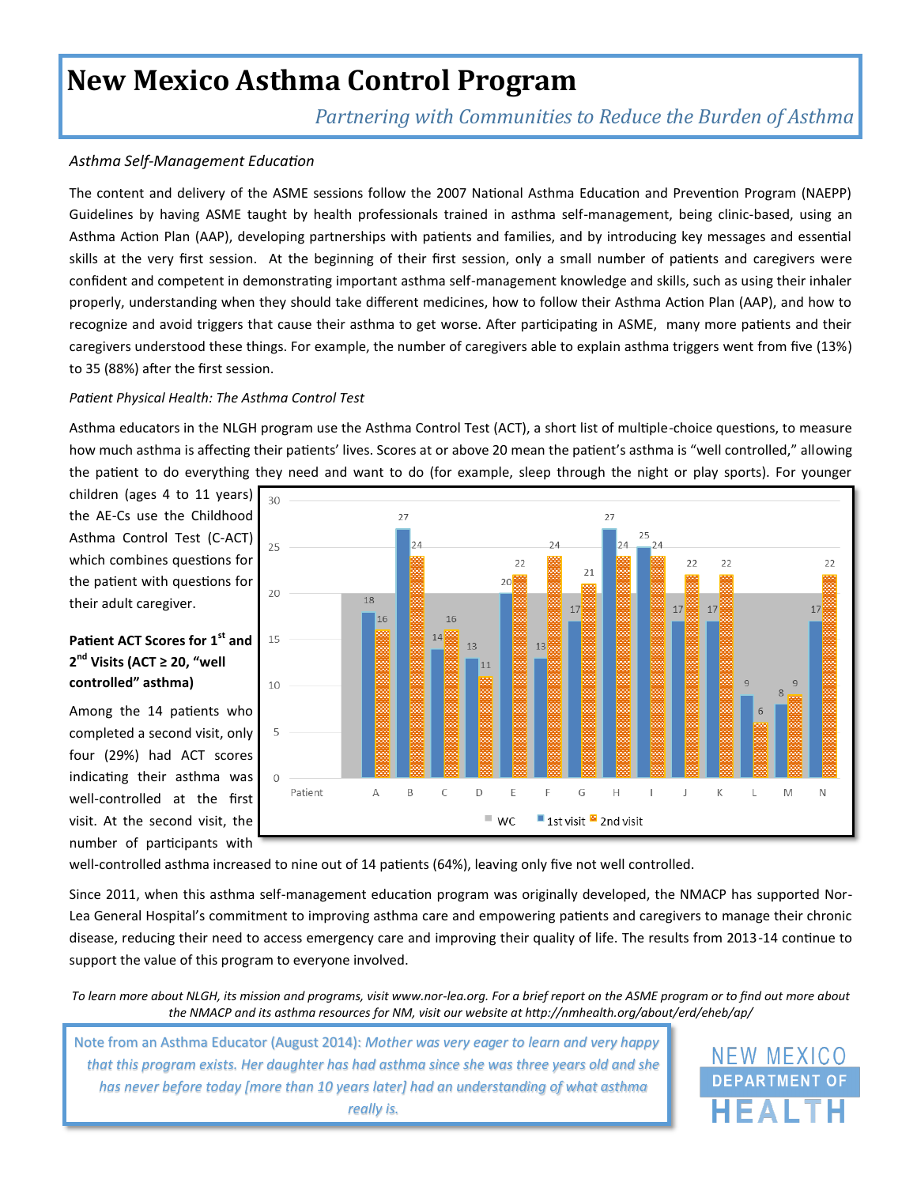# New Mexico Asthma Control Program

*Partnering with Communities to Reduce the Burden of Asthma*

*Asthma Self-Management Education*

The content and delivery of the ASME sessions follow the 2007 National Asthma Education and Prevention Program (NAEPP) Guidelines by having ASME taught by health professionals trained in asthma self-management, being clinic-based, using an Asthma Action Plan (AAP), developing partnerships with patients and families, and by introducing key messages and essential skills at the very first session. At the beginning of their first session, only a small number of patients and caregivers were confident and competent in demonstrating important asthma self-management knowledge and skills, such as using their inhaler properly, understanding when they should take different medicines, how to follow their Asthma Action Plan (AAP), and how to recognize and avoid triggers that cause their asthma to get worse. After participating in ASME, many more patients and their caregivers understood these things. For example, the number of caregivers able to explain asthma triggers went from five (13%) to 35 (88%) after the first session.

*Patient Physical Health: The Asthma Control Test*

Asthma educators in the NLGH program use the Asthma Control Test (ACT), a short list of multiple-choice questions, to measure how much asthma is affecting their patients' lives. Scores at or above 20 mean the patient's asthma is "well controlled," allowing the patient to do everything they need and want to do (for example, sleep through the night or play sports). For younger children (ages 4 to 11 years) the AE-Cs use the Childhood Asthma Control Test (C-ACT) which combines questions for the patient with questions for their adult caregiver.

**Patient ACT Scores for 1st and 2nd Visits (ACT ≥ 20, "well controlled" asthma)**

Patient A B C D E F G H I J K L M N

18 16 27 24 14 16 13 11 20 22 13 24 17 21 27 24 25 24 17 22 17 22 9 6 8 9 17 22

WC 1st visit 2nd visit

Among the 14 patients who completed a second visit, only four (29%) had ACT scores indicating their asthma was well-controlled at the first visit. At the second visit, the number of participants with well-controlled asthma increased to nine out of 14 patients (64%), leaving only five not well controlled.

Since 2011, when this asthma self-management education program was originally developed, the NMACP has supported Nor-Lea General Hospital's commitment to improving asthma care and empowering patients and caregivers to manage their chronic disease, reducing their need to access emergency care and improving their quality of life. The results from 2013-14 continue to support the value of this program to everyone involved.

*To learn more about NLGH, its mission and programs, visit www.nor-lea.org. For a brief report on the ASME program or to find out more about the NMACP and its asthma resources for NM, visit our website at http://nmhealth.org/about/erd/eheb/ap/*

Note from an Asthma Educator (August 2014): *Mother was very eager to learn and very happy that this program exists. Her daughter has had asthma since she was three years old and she has never before today [more than 10 years later] had an understanding of what asthma really is.*

NEW MEXICO DEPARTMENT OF HEALTH